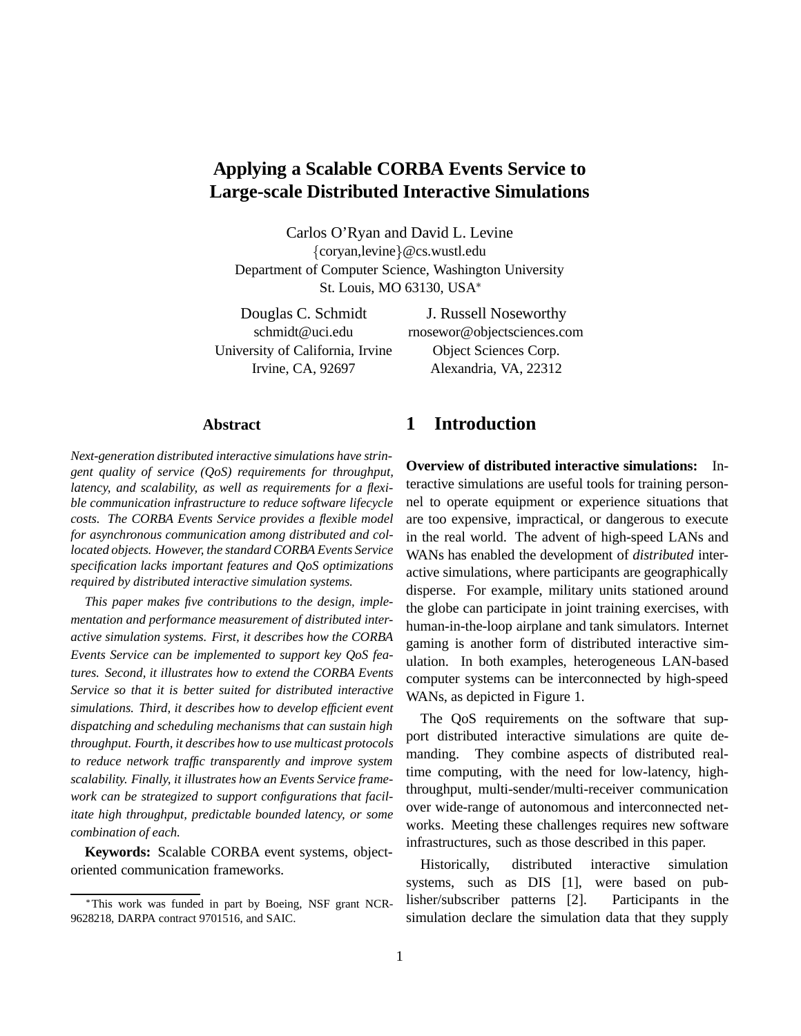# Applying a Scalable CORBA Events Service to Large-scale Distributed Interactive Simulations

Carlos O'Ryan and David L. Levine
{coryan,levine}@cs.wustl.edu
Department of Computer Science, Washington University
St. Louis, MO 63130, USA*

Douglas C. Schmidt
schmidt@uci.edu
University of California, Irvine
Irvine, CA, 92697

J. Russell Noseworthy
rnosewor@objectsciences.com
Object Sciences Corp.
Alexandria, VA, 22312

## Abstract

*Next-generation distributed interactive simulations have stringent quality of service (QoS) requirements for throughput, latency, and scalability, as well as requirements for a flexible communication infrastructure to reduce software lifecycle costs. The CORBA Events Service provides a flexible model for asynchronous communication among distributed and collocated objects. However, the standard CORBA Events Service specification lacks important features and QoS optimizations required by distributed interactive simulation systems.*

*This paper makes five contributions to the design, implementation and performance measurement of distributed interactive simulation systems. First, it describes how the CORBA Events Service can be implemented to support key QoS features. Second, it illustrates how to extend the CORBA Events Service so that it is better suited for distributed interactive simulations. Third, it describes how to develop efficient event dispatching and scheduling mechanisms that can sustain high throughput. Fourth, it describes how to use multicast protocols to reduce network traffic transparently and improve system scalability. Finally, it illustrates how an Events Service framework can be strategized to support configurations that facilitate high throughput, predictable bounded latency, or some combination of each.*

**Keywords:** Scalable CORBA event systems, object-oriented communication frameworks.

*This work was funded in part by Boeing, NSF grant NCR-9628218, DARPA contract 9701516, and SAIC.

## 1 Introduction

**Overview of distributed interactive simulations:** Interactive simulations are useful tools for training personnel to operate equipment or experience situations that are too expensive, impractical, or dangerous to execute in the real world. The advent of high-speed LANs and WANs has enabled the development of *distributed* interactive simulations, where participants are geographically disperse. For example, military units stationed around the globe can participate in joint training exercises, with human-in-the-loop airplane and tank simulators. Internet gaming is another form of distributed interactive simulation. In both examples, heterogeneous LAN-based computer systems can be interconnected by high-speed WANs, as depicted in Figure 1.

The QoS requirements on the software that support distributed interactive simulations are quite demanding. They combine aspects of distributed real-time computing, with the need for low-latency, high-throughput, multi-sender/multi-receiver communication over wide-range of autonomous and interconnected networks. Meeting these challenges requires new software infrastructures, such as those described in this paper.

Historically, distributed interactive simulation systems, such as DIS [1], were based on publisher/subscriber patterns [2]. Participants in the simulation declare the simulation data that they supply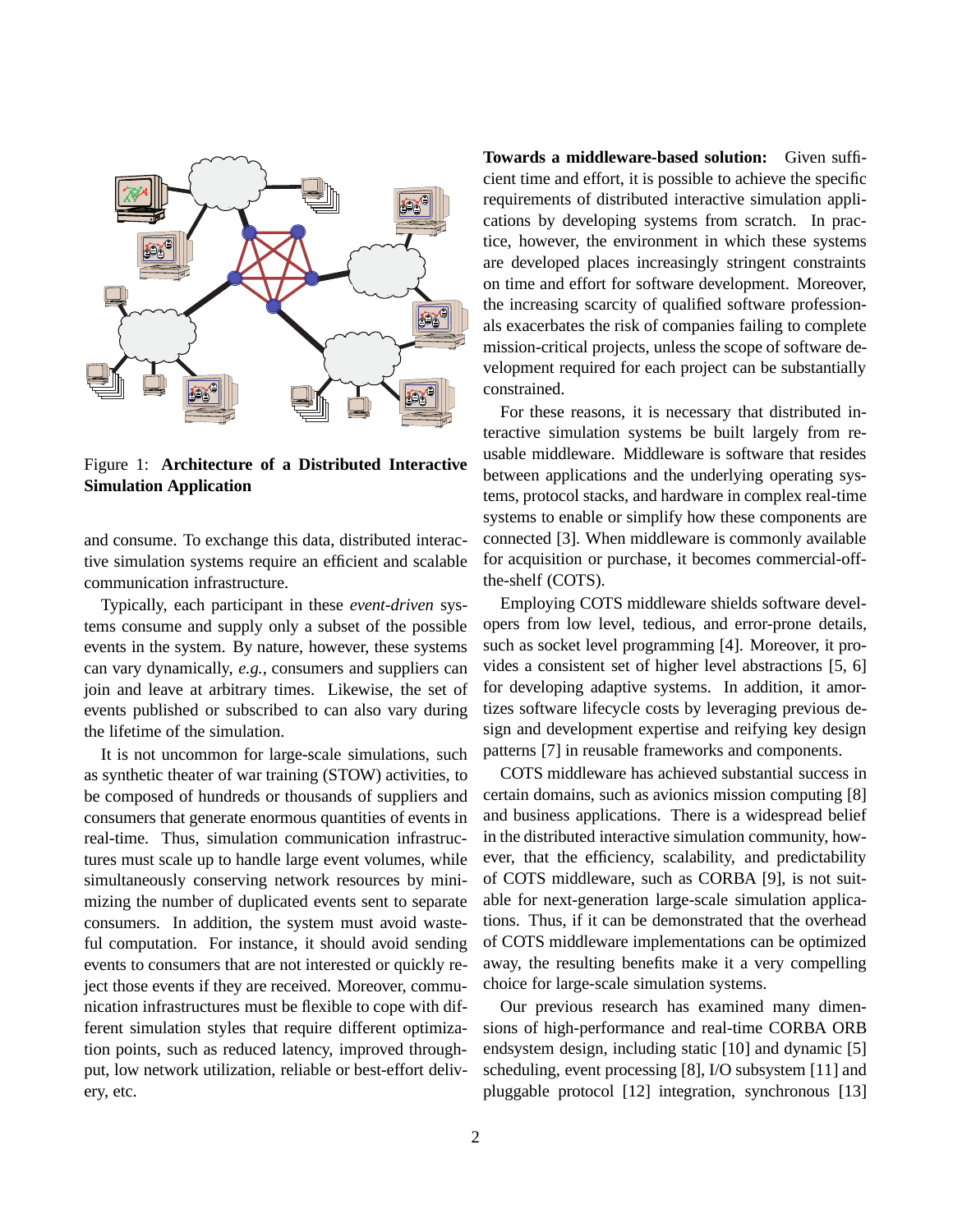Figure 1: **Architecture of a Distributed Interactive Simulation Application**

and consume. To exchange this data, distributed interactive simulation systems require an efficient and scalable communication infrastructure.

Typically, each participant in these *event-driven* systems consume and supply only a subset of the possible events in the system. By nature, however, these systems can vary dynamically, *e.g.*, consumers and suppliers can join and leave at arbitrary times. Likewise, the set of events published or subscribed to can also vary during the lifetime of the simulation.

It is not uncommon for large-scale simulations, such as synthetic theater of war training (STOW) activities, to be composed of hundreds or thousands of suppliers and consumers that generate enormous quantities of events in real-time. Thus, simulation communication infrastructures must scale up to handle large event volumes, while simultaneously conserving network resources by minimizing the number of duplicated events sent to separate consumers. In addition, the system must avoid wasteful computation. For instance, it should avoid sending events to consumers that are not interested or quickly reject those events if they are received. Moreover, communication infrastructures must be flexible to cope with different simulation styles that require different optimization points, such as reduced latency, improved throughput, low network utilization, reliable or best-effort delivery, etc.

**Towards a middleware-based solution:** Given sufficient time and effort, it is possible to achieve the specific requirements of distributed interactive simulation applications by developing systems from scratch. In practice, however, the environment in which these systems are developed places increasingly stringent constraints on time and effort for software development. Moreover, the increasing scarcity of qualified software professionals exacerbates the risk of companies failing to complete mission-critical projects, unless the scope of software development required for each project can be substantially constrained.

For these reasons, it is necessary that distributed interactive simulation systems be built largely from reusable middleware. Middleware is software that resides between applications and the underlying operating systems, protocol stacks, and hardware in complex real-time systems to enable or simplify how these components are connected [3]. When middleware is commonly available for acquisition or purchase, it becomes commercial-off-the-shelf (COTS).

Employing COTS middleware shields software developers from low level, tedious, and error-prone details, such as socket level programming [4]. Moreover, it provides a consistent set of higher level abstractions [5, 6] for developing adaptive systems. In addition, it amortizes software lifecycle costs by leveraging previous design and development expertise and reifying key design patterns [7] in reusable frameworks and components.

COTS middleware has achieved substantial success in certain domains, such as avionics mission computing [8] and business applications. There is a widespread belief in the distributed interactive simulation community, however, that the efficiency, scalability, and predictability of COTS middleware, such as CORBA [9], is not suitable for next-generation large-scale simulation applications. Thus, if it can be demonstrated that the overhead of COTS middleware implementations can be optimized away, the resulting benefits make it a very compelling choice for large-scale simulation systems.

Our previous research has examined many dimensions of high-performance and real-time CORBA ORB endsystem design, including static [10] and dynamic [5] scheduling, event processing [8], I/O subsystem [11] and pluggable protocol [12] integration, synchronous [13]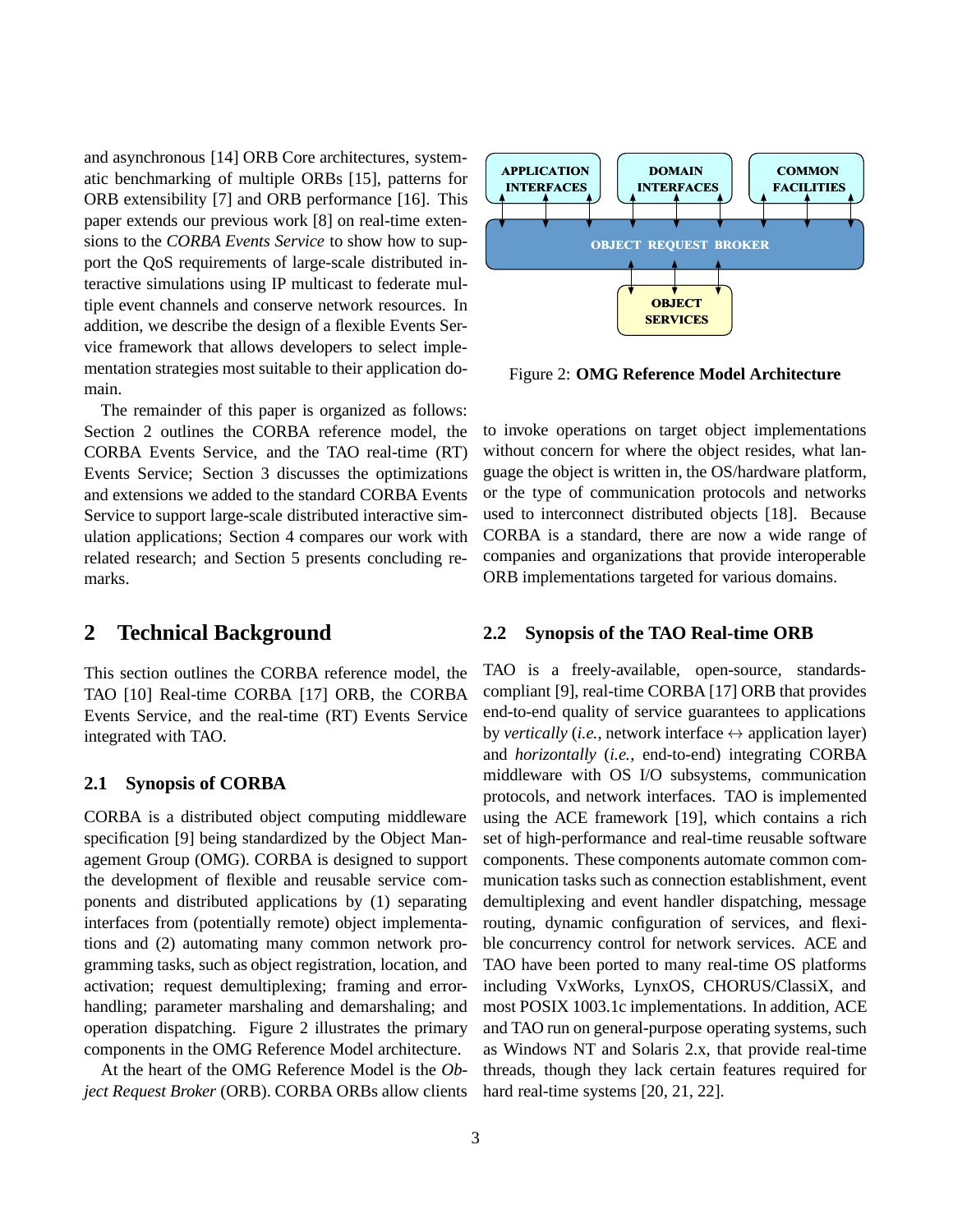and asynchronous [14] ORB Core architectures, systematic benchmarking of multiple ORBs [15], patterns for ORB extensibility [7] and ORB performance [16]. This paper extends our previous work [8] on real-time extensions to the *CORBA Events Service* to show how to support the QoS requirements of large-scale distributed interactive simulations using IP multicast to federate multiple event channels and conserve network resources. In addition, we describe the design of a flexible Events Service framework that allows developers to select implementation strategies most suitable to their application domain.

The remainder of this paper is organized as follows: Section 2 outlines the CORBA reference model, the CORBA Events Service, and the TAO real-time (RT) Events Service; Section 3 discusses the optimizations and extensions we added to the standard CORBA Events Service to support large-scale distributed interactive simulation applications; Section 4 compares our work with related research; and Section 5 presents concluding remarks.

# 2 Technical Background

This section outlines the CORBA reference model, the TAO [10] Real-time CORBA [17] ORB, the CORBA Events Service, and the real-time (RT) Events Service integrated with TAO.

## 2.1 Synopsis of CORBA

CORBA is a distributed object computing middleware specification [9] being standardized by the Object Management Group (OMG). CORBA is designed to support the development of flexible and reusable service components and distributed applications by (1) separating interfaces from (potentially remote) object implementations and (2) automating many common network programming tasks, such as object registration, location, and activation; request demultiplexing; framing and error-handling; parameter marshaling and demarshaling; and operation dispatching. Figure 2 illustrates the primary components in the OMG Reference Model architecture.

At the heart of the OMG Reference Model is the *Object Request Broker* (ORB). CORBA ORBs allow clients to invoke operations on target object implementations without concern for where the object resides, what language the object is written in, the OS/hardware platform, or the type of communication protocols and networks used to interconnect distributed objects [18]. Because CORBA is a standard, there are now a wide range of companies and organizations that provide interoperable ORB implementations targeted for various domains.

APPLICATION INTERFACES | DOMAIN INTERFACES | COMMON FACILITIES | OBJECT REQUEST BROKER | OBJECT SERVICES

Figure 2: **OMG Reference Model Architecture**

## 2.2 Synopsis of the TAO Real-time ORB

TAO is a freely-available, open-source, standards-compliant [9], real-time CORBA [17] ORB that provides end-to-end quality of service guarantees to applications by *vertically* (*i.e.*, network interface $\leftrightarrow$ application layer) and *horizontally* (*i.e.*, end-to-end) integrating CORBA middleware with OS I/O subsystems, communication protocols, and network interfaces. TAO is implemented using the ACE framework [19], which contains a rich set of high-performance and real-time reusable software components. These components automate common communication tasks such as connection establishment, event demultiplexing and event handler dispatching, message routing, dynamic configuration of services, and flexible concurrency control for network services. ACE and TAO have been ported to many real-time OS platforms including VxWorks, LynxOS, CHORUS/ClassiX, and most POSIX 1003.1c implementations. In addition, ACE and TAO run on general-purpose operating systems, such as Windows NT and Solaris 2.x, that provide real-time threads, though they lack certain features required for hard real-time systems [20, 21, 22].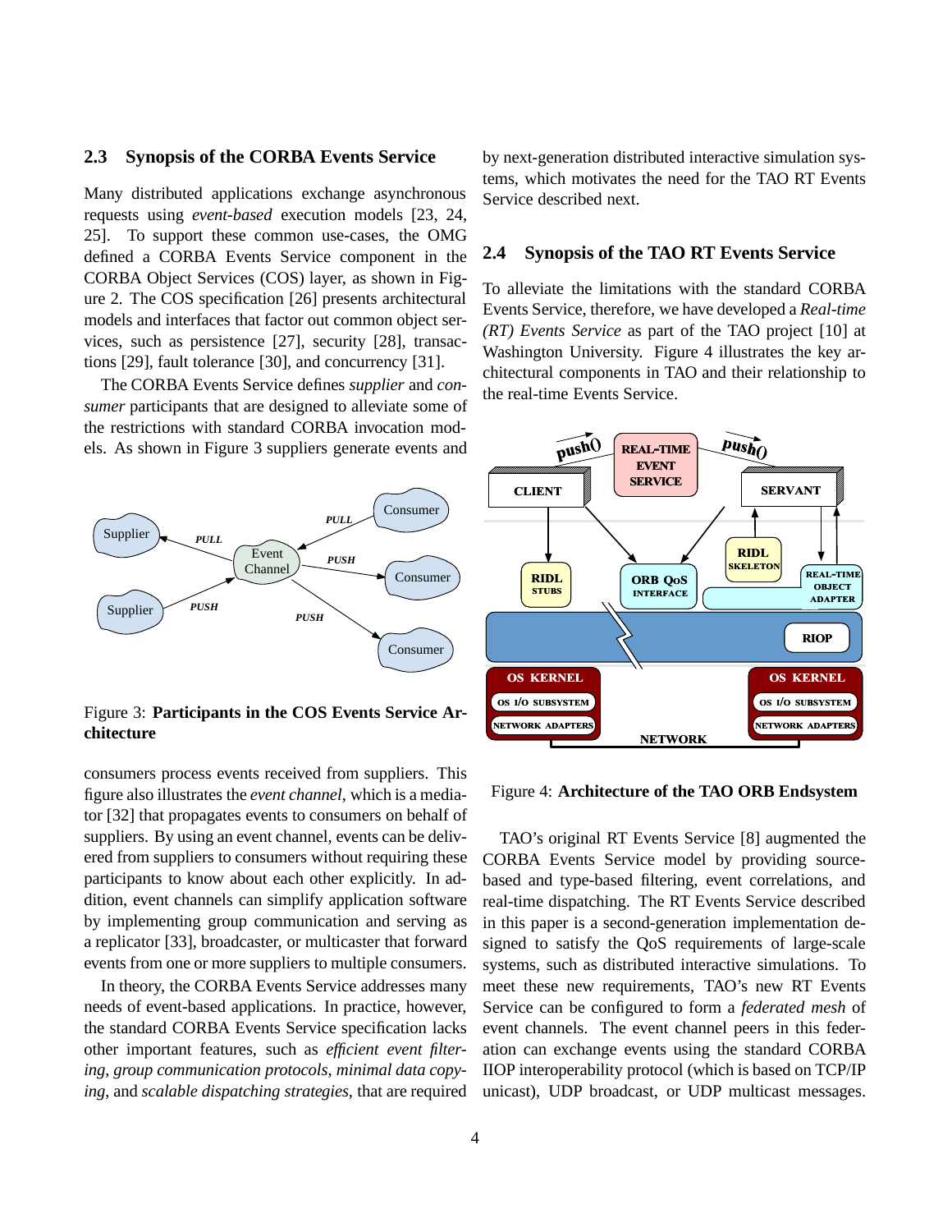### 2.3 Synopsis of the CORBA Events Service

Many distributed applications exchange asynchronous requests using *event-based* execution models [23, 24, 25]. To support these common use-cases, the OMG defined a CORBA Events Service component in the CORBA Object Services (COS) layer, as shown in Figure 2. The COS specification [26] presents architectural models and interfaces that factor out common object services, such as persistence [27], security [28], transactions [29], fault tolerance [30], and concurrency [31].

The CORBA Events Service defines *supplier* and *consumer* participants that are designed to alleviate some of the restrictions with standard CORBA invocation models. As shown in Figure 3 suppliers generate events and consumers process events received from suppliers. This figure also illustrates the *event channel*, which is a mediator [32] that propagates events to consumers on behalf of suppliers. By using an event channel, events can be delivered from suppliers to consumers without requiring these participants to know about each other explicitly. In addition, event channels can simplify application software by implementing group communication and serving as a replicator [33], broadcaster, or multicaster that forward events from one or more suppliers to multiple consumers.

Figure 3: **Participants in the COS Events Service Architecture**

In theory, the CORBA Events Service addresses many needs of event-based applications. In practice, however, the standard CORBA Events Service specification lacks other important features, such as *efficient event filtering*, *group communication protocols*, *minimal data copying*, and *scalable dispatching strategies*, that are required by next-generation distributed interactive simulation systems, which motivates the need for the TAO RT Events Service described next.

### 2.4 Synopsis of the TAO RT Events Service

To alleviate the limitations with the standard CORBA Events Service, therefore, we have developed a *Real-time (RT) Events Service* as part of the TAO project [10] at Washington University. Figure 4 illustrates the key architectural components in TAO and their relationship to the real-time Events Service.

Figure 4: **Architecture of the TAO ORB Endsystem**

TAO's original RT Events Service [8] augmented the CORBA Events Service model by providing source-based and type-based filtering, event correlations, and real-time dispatching. The RT Events Service described in this paper is a second-generation implementation designed to satisfy the QoS requirements of large-scale systems, such as distributed interactive simulations. To meet these new requirements, TAO's new RT Events Service can be configured to form a *federated mesh* of event channels. The event channel peers in this federation can exchange events using the standard CORBA IIOP interoperability protocol (which is based on TCP/IP unicast), UDP broadcast, or UDP multicast messages.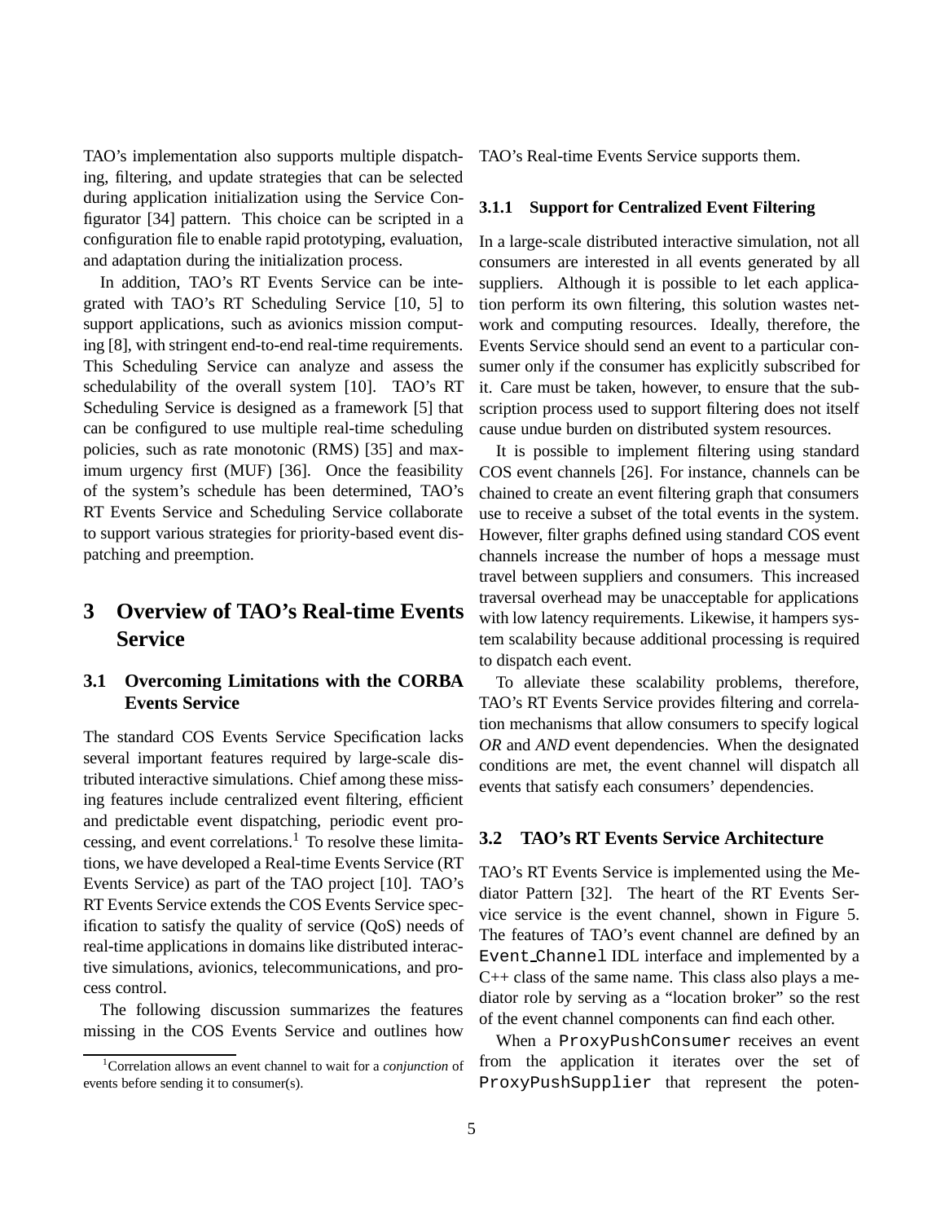TAO's implementation also supports multiple dispatching, filtering, and update strategies that can be selected during application initialization using the Service Configurator [34] pattern. This choice can be scripted in a configuration file to enable rapid prototyping, evaluation, and adaptation during the initialization process.

In addition, TAO's RT Events Service can be integrated with TAO's RT Scheduling Service [10, 5] to support applications, such as avionics mission computing [8], with stringent end-to-end real-time requirements. This Scheduling Service can analyze and assess the schedulability of the overall system [10]. TAO's RT Scheduling Service is designed as a framework [5] that can be configured to use multiple real-time scheduling policies, such as rate monotonic (RMS) [35] and maximum urgency first (MUF) [36]. Once the feasibility of the system's schedule has been determined, TAO's RT Events Service and Scheduling Service collaborate to support various strategies for priority-based event dispatching and preemption.

# 3 Overview of TAO's Real-time Events Service

## 3.1 Overcoming Limitations with the CORBA Events Service

The standard COS Events Service Specification lacks several important features required by large-scale distributed interactive simulations. Chief among these missing features include centralized event filtering, efficient and predictable event dispatching, periodic event processing, and event correlations.[1] To resolve these limitations, we have developed a Real-time Events Service (RT Events Service) as part of the TAO project [10]. TAO's RT Events Service extends the COS Events Service specification to satisfy the quality of service (QoS) needs of real-time applications in domains like distributed interactive simulations, avionics, telecommunications, and process control.

The following discussion summarizes the features missing in the COS Events Service and outlines how TAO's Real-time Events Service supports them.

[1] Correlation allows an event channel to wait for a *conjunction* of events before sending it to consumer(s).

### 3.1.1 Support for Centralized Event Filtering

In a large-scale distributed interactive simulation, not all consumers are interested in all events generated by all suppliers. Although it is possible to let each application perform its own filtering, this solution wastes network and computing resources. Ideally, therefore, the Events Service should send an event to a particular consumer only if the consumer has explicitly subscribed for it. Care must be taken, however, to ensure that the subscription process used to support filtering does not itself cause undue burden on distributed system resources.

It is possible to implement filtering using standard COS event channels [26]. For instance, channels can be chained to create an event filtering graph that consumers use to receive a subset of the total events in the system. However, filter graphs defined using standard COS event channels increase the number of hops a message must travel between suppliers and consumers. This increased traversal overhead may be unacceptable for applications with low latency requirements. Likewise, it hampers system scalability because additional processing is required to dispatch each event.

To alleviate these scalability problems, therefore, TAO's RT Events Service provides filtering and correlation mechanisms that allow consumers to specify logical *OR* and *AND* event dependencies. When the designated conditions are met, the event channel will dispatch all events that satisfy each consumers' dependencies.

## 3.2 TAO's RT Events Service Architecture

TAO's RT Events Service is implemented using the Mediator Pattern [32]. The heart of the RT Events Service service is the event channel, shown in Figure 5. The features of TAO's event channel are defined by an `Event_Channel` IDL interface and implemented by a C++ class of the same name. This class also plays a mediator role by serving as a "location broker" so the rest of the event channel components can find each other.

When a `ProxyPushConsumer` receives an event from the application it iterates over the set of `ProxyPushSupplier` that represent the poten-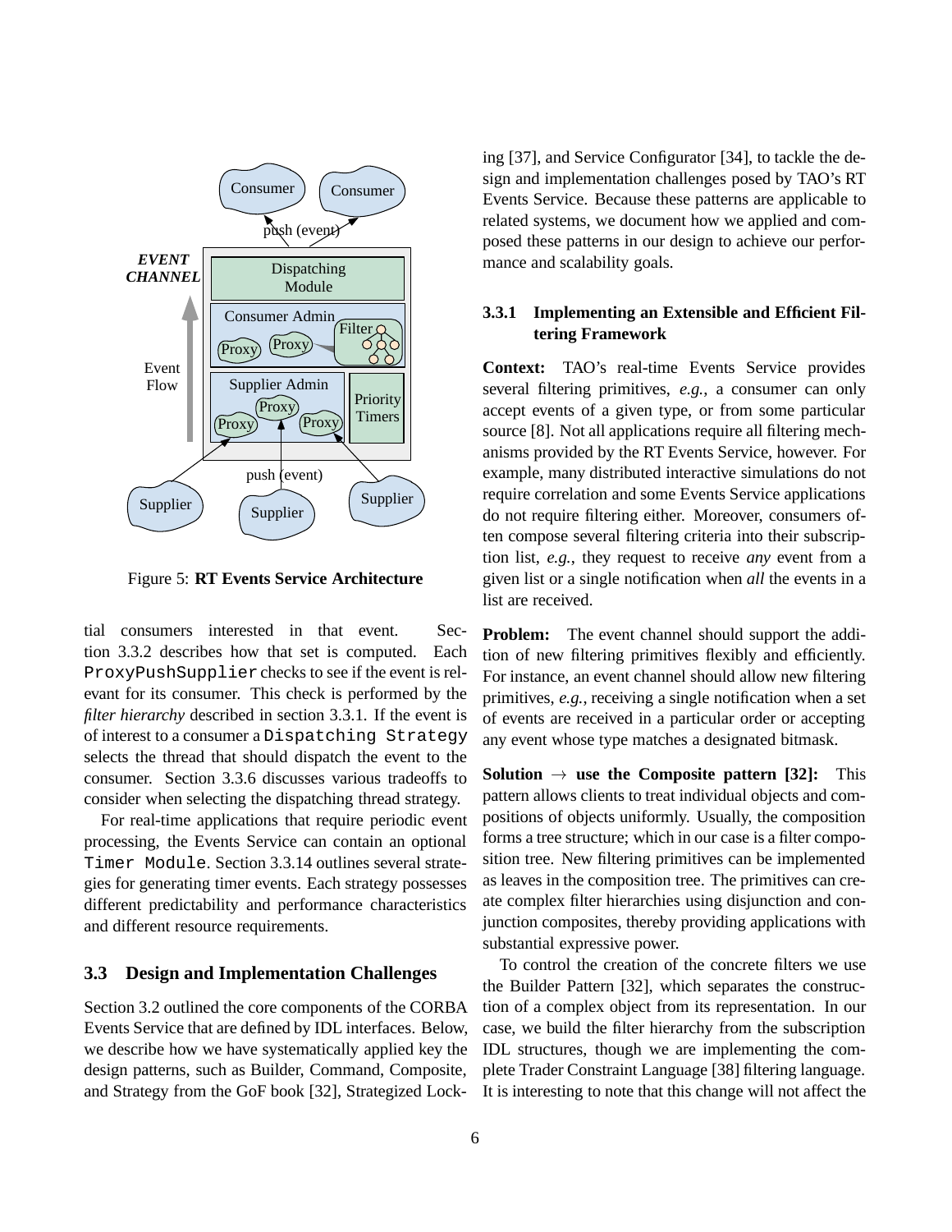Figure 5: **RT Events Service Architecture**

tial consumers interested in that event. Section 3.3.2 describes how that set is computed. Each `ProxyPushSupplier` checks to see if the event is relevant for its consumer. This check is performed by the *filter hierarchy* described in section 3.3.1. If the event is of interest to a consumer a `Dispatching Strategy` selects the thread that should dispatch the event to the consumer. Section 3.3.6 discusses various tradeoffs to consider when selecting the dispatching thread strategy.

For real-time applications that require periodic event processing, the Events Service can contain an optional `Timer Module`. Section 3.3.14 outlines several strategies for generating timer events. Each strategy possesses different predictability and performance characteristics and different resource requirements.

### 3.3 Design and Implementation Challenges

Section 3.2 outlined the core components of the CORBA Events Service that are defined by IDL interfaces. Below, we describe how we have systematically applied key the design patterns, such as Builder, Command, Composite, and Strategy from the GoF book [32], Strategized Locking [37], and Service Configurator [34], to tackle the design and implementation challenges posed by TAO's RT Events Service. Because these patterns are applicable to related systems, we document how we applied and composed these patterns in our design to achieve our performance and scalability goals.

#### 3.3.1 Implementing an Extensible and Efficient Filtering Framework

**Context:** TAO's real-time Events Service provides several filtering primitives, *e.g.*, a consumer can only accept events of a given type, or from some particular source [8]. Not all applications require all filtering mechanisms provided by the RT Events Service, however. For example, many distributed interactive simulations do not require correlation and some Events Service applications do not require filtering either. Moreover, consumers often compose several filtering criteria into their subscription list, *e.g.*, they request to receive *any* event from a given list or a single notification when *all* the events in a list are received.

**Problem:** The event channel should support the addition of new filtering primitives flexibly and efficiently. For instance, an event channel should allow new filtering primitives, *e.g.*, receiving a single notification when a set of events are received in a particular order or accepting any event whose type matches a designated bitmask.

**Solution $\rightarrow$ use the Composite pattern [32]:** This pattern allows clients to treat individual objects and compositions of objects uniformly. Usually, the composition forms a tree structure; which in our case is a filter composition tree. New filtering primitives can be implemented as leaves in the composition tree. The primitives can create complex filter hierarchies using disjunction and conjunction composites, thereby providing applications with substantial expressive power.

To control the creation of the concrete filters we use the Builder Pattern [32], which separates the construction of a complex object from its representation. In our case, we build the filter hierarchy from the subscription IDL structures, though we are implementing the complete Trader Constraint Language [38] filtering language. It is interesting to note that this change will not affect the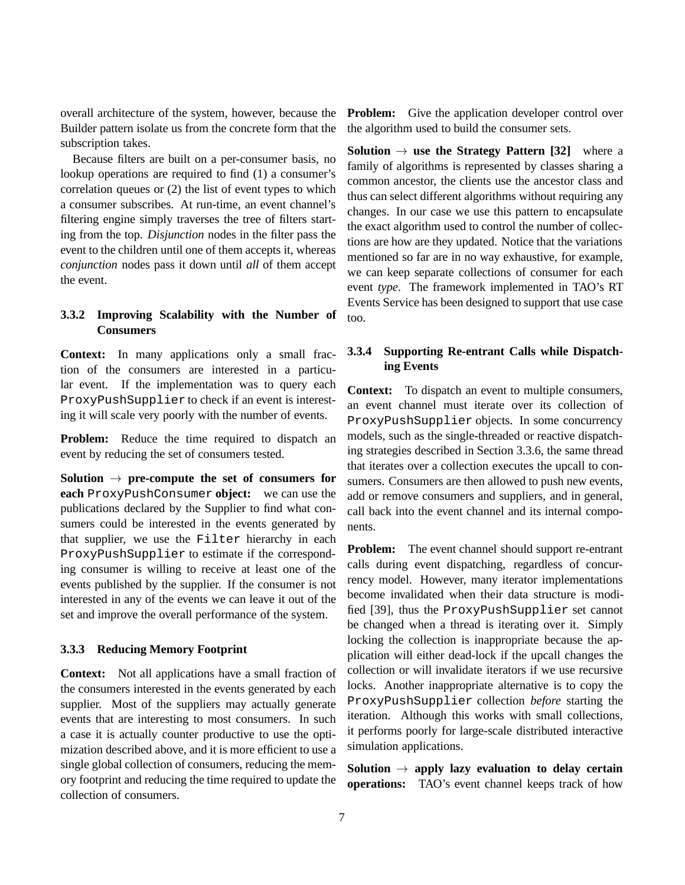overall architecture of the system, however, because the Builder pattern isolate us from the concrete form that the subscription takes.

Because filters are built on a per-consumer basis, no lookup operations are required to find (1) a consumer's correlation queues or (2) the list of event types to which a consumer subscribes. At run-time, an event channel's filtering engine simply traverses the tree of filters starting from the top. *Disjunction* nodes in the filter pass the event to the children until one of them accepts it, whereas *conjunction* nodes pass it down until *all* of them accept the event.

### 3.3.2 Improving Scalability with the Number of Consumers

**Context:** In many applications only a small fraction of the consumers are interested in a particular event. If the implementation was to query each `ProxyPushSupplier` to check if an event is interesting it will scale very poorly with the number of events.

**Problem:** Reduce the time required to dispatch an event by reducing the set of consumers tested.

**Solution → pre-compute the set of consumers for each `ProxyPushConsumer` object:** we can use the publications declared by the Supplier to find what consumers could be interested in the events generated by that supplier, we use the `Filter` hierarchy in each `ProxyPushSupplier` to estimate if the corresponding consumer is willing to receive at least one of the events published by the supplier. If the consumer is not interested in any of the events we can leave it out of the set and improve the overall performance of the system.

### 3.3.3 Reducing Memory Footprint

**Context:** Not all applications have a small fraction of the consumers interested in the events generated by each supplier. Most of the suppliers may actually generate events that are interesting to most consumers. In such a case it is actually counter productive to use the optimization described above, and it is more efficient to use a single global collection of consumers, reducing the memory footprint and reducing the time required to update the collection of consumers.

**Problem:** Give the application developer control over the algorithm used to build the consumer sets.

**Solution → use the Strategy Pattern [32]** where a family of algorithms is represented by classes sharing a common ancestor, the clients use the ancestor class and thus can select different algorithms without requiring any changes. In our case we use this pattern to encapsulate the exact algorithm used to control the number of collections are how are they updated. Notice that the variations mentioned so far are in no way exhaustive, for example, we can keep separate collections of consumer for each event *type*. The framework implemented in TAO's RT Events Service has been designed to support that use case too.

### 3.3.4 Supporting Re-entrant Calls while Dispatching Events

**Context:** To dispatch an event to multiple consumers, an event channel must iterate over its collection of `ProxyPushSupplier` objects. In some concurrency models, such as the single-threaded or reactive dispatching strategies described in Section 3.3.6, the same thread that iterates over a collection executes the upcall to consumers. Consumers are then allowed to push new events, add or remove consumers and suppliers, and in general, call back into the event channel and its internal components.

**Problem:** The event channel should support re-entrant calls during event dispatching, regardless of concurrency model. However, many iterator implementations become invalidated when their data structure is modified [39], thus the `ProxyPushSupplier` set cannot be changed when a thread is iterating over it. Simply locking the collection is inappropriate because the application will either dead-lock if the upcall changes the collection or will invalidate iterators if we use recursive locks. Another inappropriate alternative is to copy the `ProxyPushSupplier` collection *before* starting the iteration. Although this works with small collections, it performs poorly for large-scale distributed interactive simulation applications.

**Solution → apply lazy evaluation to delay certain operations:** TAO's event channel keeps track of how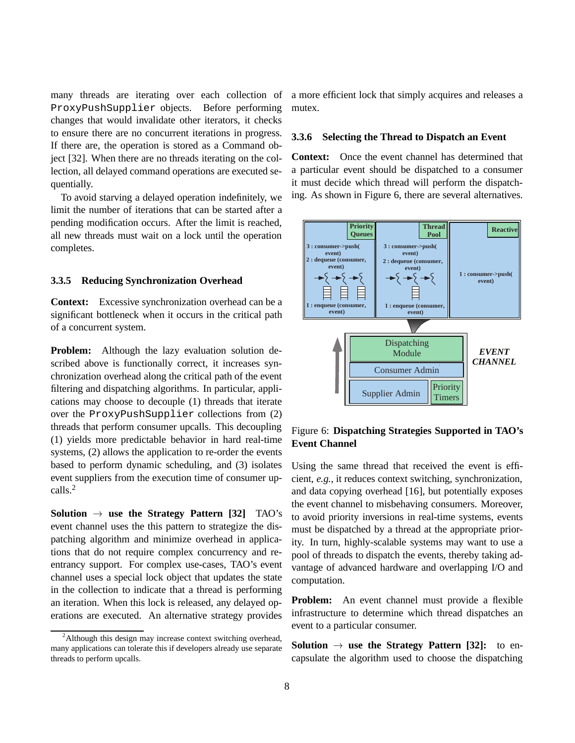many threads are iterating over each collection of `ProxyPushSupplier` objects. Before performing changes that would invalidate other iterators, it checks to ensure there are no concurrent iterations in progress. If there are, the operation is stored as a Command object [32]. When there are no threads iterating on the collection, all delayed command operations are executed sequentially.

To avoid starving a delayed operation indefinitely, we limit the number of iterations that can be started after a pending modification occurs. After the limit is reached, all new threads must wait on a lock until the operation completes.

### 3.3.5 Reducing Synchronization Overhead

**Context:** Excessive synchronization overhead can be a significant bottleneck when it occurs in the critical path of a concurrent system.

**Problem:** Although the lazy evaluation solution described above is functionally correct, it increases synchronization overhead along the critical path of the event filtering and dispatching algorithms. In particular, applications may choose to decouple (1) threads that iterate over the `ProxyPushSupplier` collections from (2) threads that perform consumer upcalls. This decoupling (1) yields more predictable behavior in hard real-time systems, (2) allows the application to re-order the events based to perform dynamic scheduling, and (3) isolates event suppliers from the execution time of consumer upcalls.[2]

**Solution → use the Strategy Pattern [32]** TAO's event channel uses the this pattern to strategize the dispatching algorithm and minimize overhead in applications that do not require complex concurrency and reentrancy support. For complex use-cases, TAO's event channel uses a special lock object that updates the state in the collection to indicate that a thread is performing an iteration. When this lock is released, any delayed operations are executed. An alternative strategy provides a more efficient lock that simply acquires and releases a mutex.

[2] Although this design may increase context switching overhead, many applications can tolerate this if developers already use separate threads to perform upcalls.

### 3.3.6 Selecting the Thread to Dispatch an Event

**Context:** Once the event channel has determined that a particular event should be dispatched to a consumer it must decide which thread will perform the dispatching. As shown in Figure 6, there are several alternatives.

Figure 6: **Dispatching Strategies Supported in TAO's Event Channel**

Using the same thread that received the event is efficient, *e.g.*, it reduces context switching, synchronization, and data copying overhead [16], but potentially exposes the event channel to misbehaving consumers. Moreover, to avoid priority inversions in real-time systems, events must be dispatched by a thread at the appropriate priority. In turn, highly-scalable systems may want to use a pool of threads to dispatch the events, thereby taking advantage of advanced hardware and overlapping I/O and computation.

**Problem:** An event channel must provide a flexible infrastructure to determine which thread dispatches an event to a particular consumer.

**Solution → use the Strategy Pattern [32]:** to encapsulate the algorithm used to choose the dispatching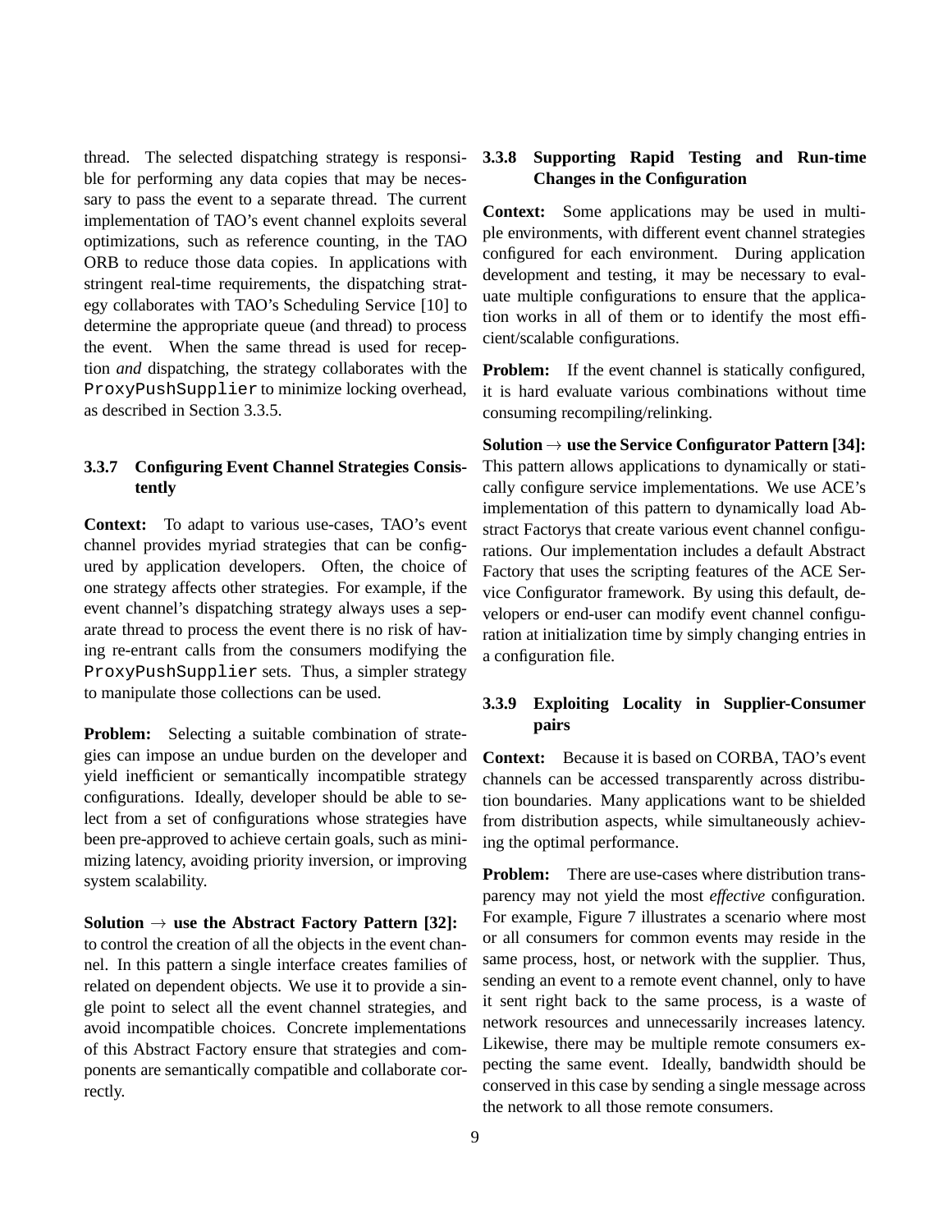thread. The selected dispatching strategy is responsible for performing any data copies that may be necessary to pass the event to a separate thread. The current implementation of TAO's event channel exploits several optimizations, such as reference counting, in the TAO ORB to reduce those data copies. In applications with stringent real-time requirements, the dispatching strategy collaborates with TAO's Scheduling Service [10] to determine the appropriate queue (and thread) to process the event. When the same thread is used for reception *and* dispatching, the strategy collaborates with the `ProxyPushSupplier` to minimize locking overhead, as described in Section 3.3.5.

#### 3.3.7 Configuring Event Channel Strategies Consistently

**Context:** To adapt to various use-cases, TAO's event channel provides myriad strategies that can be configured by application developers. Often, the choice of one strategy affects other strategies. For example, if the event channel's dispatching strategy always uses a separate thread to process the event there is no risk of having re-entrant calls from the consumers modifying the `ProxyPushSupplier` sets. Thus, a simpler strategy to manipulate those collections can be used.

**Problem:** Selecting a suitable combination of strategies can impose an undue burden on the developer and yield inefficient or semantically incompatible strategy configurations. Ideally, developer should be able to select from a set of configurations whose strategies have been pre-approved to achieve certain goals, such as minimizing latency, avoiding priority inversion, or improving system scalability.

**Solution → use the Abstract Factory Pattern [32]:** to control the creation of all the objects in the event channel. In this pattern a single interface creates families of related on dependent objects. We use it to provide a single point to select all the event channel strategies, and avoid incompatible choices. Concrete implementations of this Abstract Factory ensure that strategies and components are semantically compatible and collaborate correctly.

#### 3.3.8 Supporting Rapid Testing and Run-time Changes in the Configuration

**Context:** Some applications may be used in multiple environments, with different event channel strategies configured for each environment. During application development and testing, it may be necessary to evaluate multiple configurations to ensure that the application works in all of them or to identify the most efficient/scalable configurations.

**Problem:** If the event channel is statically configured, it is hard evaluate various combinations without time consuming recompiling/relinking.

**Solution → use the Service Configurator Pattern [34]:** This pattern allows applications to dynamically or statically configure service implementations. We use ACE's implementation of this pattern to dynamically load Abstract Factorys that create various event channel configurations. Our implementation includes a default Abstract Factory that uses the scripting features of the ACE Service Configurator framework. By using this default, developers or end-user can modify event channel configuration at initialization time by simply changing entries in a configuration file.

#### 3.3.9 Exploiting Locality in Supplier-Consumer pairs

**Context:** Because it is based on CORBA, TAO's event channels can be accessed transparently across distribution boundaries. Many applications want to be shielded from distribution aspects, while simultaneously achieving the optimal performance.

**Problem:** There are use-cases where distribution transparency may not yield the most *effective* configuration. For example, Figure 7 illustrates a scenario where most or all consumers for common events may reside in the same process, host, or network with the supplier. Thus, sending an event to a remote event channel, only to have it sent right back to the same process, is a waste of network resources and unnecessarily increases latency. Likewise, there may be multiple remote consumers expecting the same event. Ideally, bandwidth should be conserved in this case by sending a single message across the network to all those remote consumers.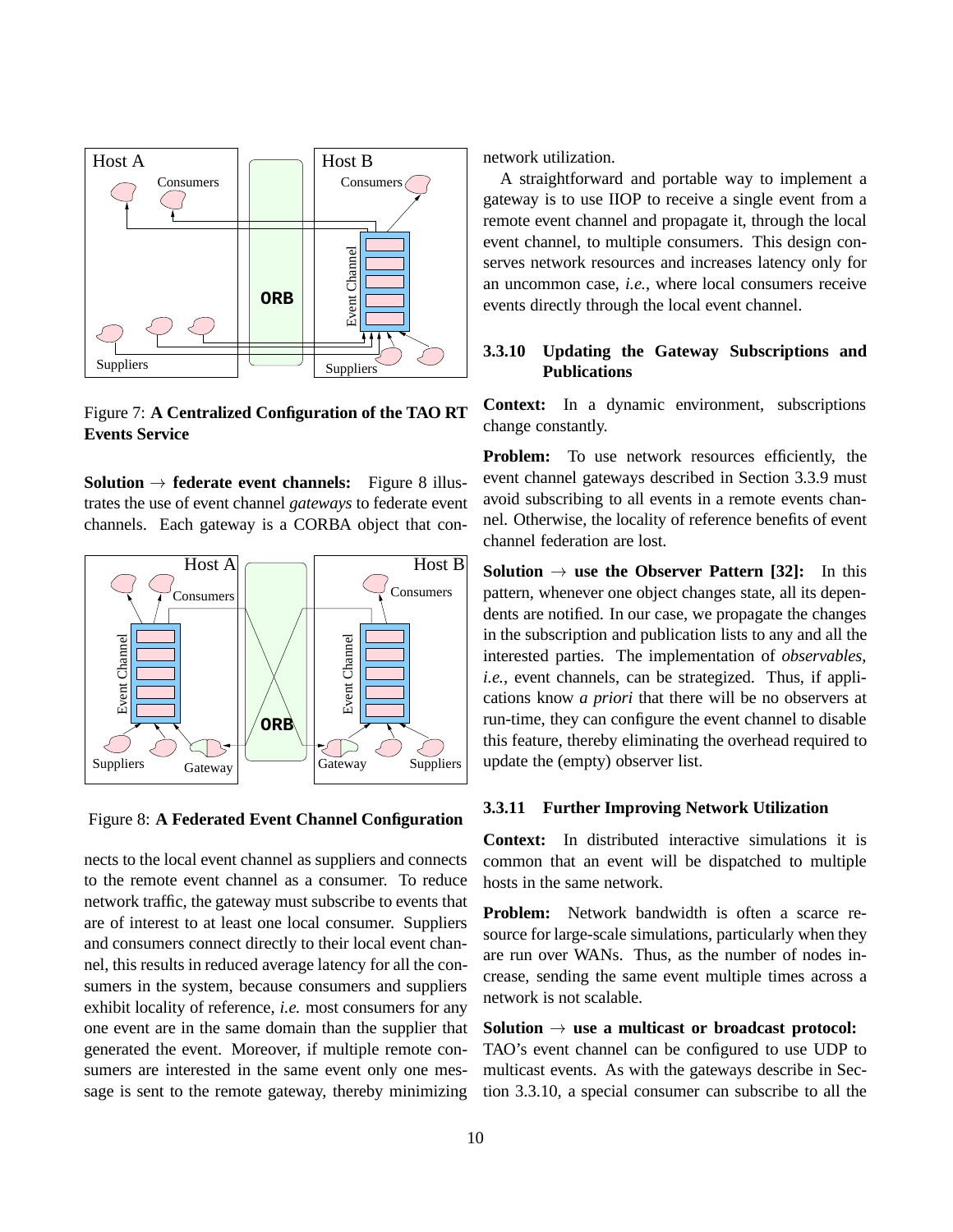Figure 7: **A Centralized Configuration of the TAO RT Events Service**

**Solution → federate event channels:** Figure 8 illustrates the use of event channel *gateways* to federate event channels. Each gateway is a CORBA object that connects to the local event channel as suppliers and connects to the remote event channel as a consumer. To reduce network traffic, the gateway must subscribe to events that are of interest to at least one local consumer. Suppliers and consumers connect directly to their local event channel, this results in reduced average latency for all the consumers in the system, because consumers and suppliers exhibit locality of reference, *i.e.* most consumers for any one event are in the same domain than the supplier that generated the event. Moreover, if multiple remote consumers are interested in the same event only one message is sent to the remote gateway, thereby minimizing network utilization.

Figure 8: **A Federated Event Channel Configuration**

A straightforward and portable way to implement a gateway is to use IIOP to receive a single event from a remote event channel and propagate it, through the local event channel, to multiple consumers. This design conserves network resources and increases latency only for an uncommon case, *i.e.*, where local consumers receive events directly through the local event channel.

#### 3.3.10 Updating the Gateway Subscriptions and Publications

**Context:** In a dynamic environment, subscriptions change constantly.

**Problem:** To use network resources efficiently, the event channel gateways described in Section 3.3.9 must avoid subscribing to all events in a remote events channel. Otherwise, the locality of reference benefits of event channel federation are lost.

**Solution → use the Observer Pattern [32]:** In this pattern, whenever one object changes state, all its dependents are notified. In our case, we propagate the changes in the subscription and publication lists to any and all the interested parties. The implementation of *observables*, *i.e.*, event channels, can be strategized. Thus, if applications know *a priori* that there will be no observers at run-time, they can configure the event channel to disable this feature, thereby eliminating the overhead required to update the (empty) observer list.

#### 3.3.11 Further Improving Network Utilization

**Context:** In distributed interactive simulations it is common that an event will be dispatched to multiple hosts in the same network.

**Problem:** Network bandwidth is often a scarce resource for large-scale simulations, particularly when they are run over WANs. Thus, as the number of nodes increase, sending the same event multiple times across a network is not scalable.

**Solution → use a multicast or broadcast protocol:** TAO's event channel can be configured to use UDP to multicast events. As with the gateways describe in Section 3.3.10, a special consumer can subscribe to all the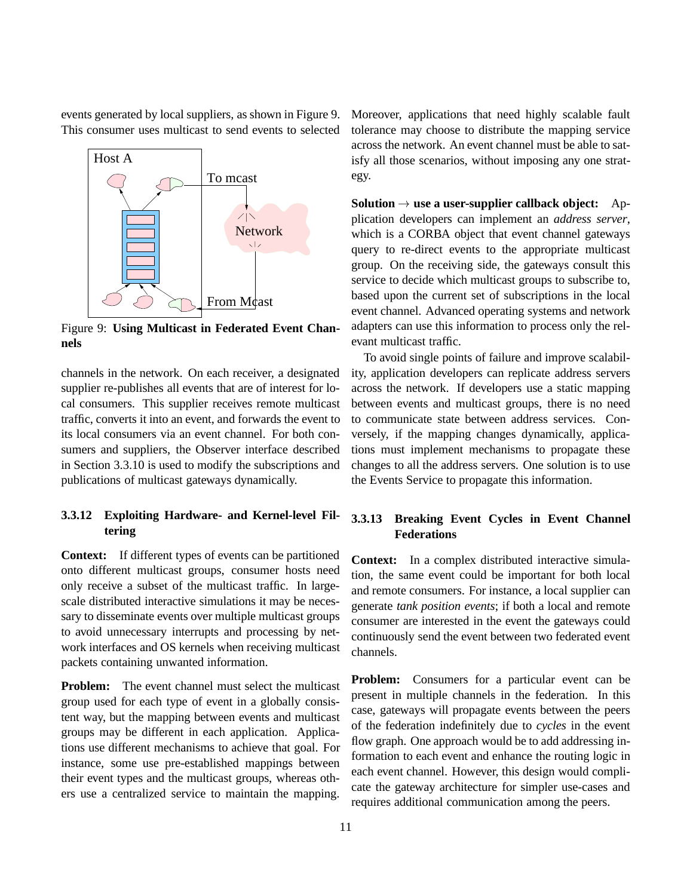events generated by local suppliers, as shown in Figure 9. This consumer uses multicast to send events to selected channels in the network. On each receiver, a designated supplier re-publishes all events that are of interest for local consumers. This supplier receives remote multicast traffic, converts it into an event, and forwards the event to its local consumers via an event channel. For both consumers and suppliers, the Observer interface described in Section 3.3.10 is used to modify the subscriptions and publications of multicast gateways dynamically.

Figure 9: **Using Multicast in Federated Event Channels**

### 3.3.12 Exploiting Hardware- and Kernel-level Filtering

**Context:** If different types of events can be partitioned onto different multicast groups, consumer hosts need only receive a subset of the multicast traffic. In large-scale distributed interactive simulations it may be necessary to disseminate events over multiple multicast groups to avoid unnecessary interrupts and processing by network interfaces and OS kernels when receiving multicast packets containing unwanted information.

**Problem:** The event channel must select the multicast group used for each type of event in a globally consistent way, but the mapping between events and multicast groups may be different in each application. Applications use different mechanisms to achieve that goal. For instance, some use pre-established mappings between their event types and the multicast groups, whereas others use a centralized service to maintain the mapping. Moreover, applications that need highly scalable fault tolerance may choose to distribute the mapping service across the network. An event channel must be able to satisfy all those scenarios, without imposing any one strategy.

**Solution** → **use a user-supplier callback object:** Application developers can implement an *address server*, which is a CORBA object that event channel gateways query to re-direct events to the appropriate multicast group. On the receiving side, the gateways consult this service to decide which multicast groups to subscribe to, based upon the current set of subscriptions in the local event channel. Advanced operating systems and network adapters can use this information to process only the relevant multicast traffic.

To avoid single points of failure and improve scalability, application developers can replicate address servers across the network. If developers use a static mapping between events and multicast groups, there is no need to communicate state between address services. Conversely, if the mapping changes dynamically, applications must implement mechanisms to propagate these changes to all the address servers. One solution is to use the Events Service to propagate this information.

### 3.3.13 Breaking Event Cycles in Event Channel Federations

**Context:** In a complex distributed interactive simulation, the same event could be important for both local and remote consumers. For instance, a local supplier can generate *tank position events*; if both a local and remote consumer are interested in the event the gateways could continuously send the event between two federated event channels.

**Problem:** Consumers for a particular event can be present in multiple channels in the federation. In this case, gateways will propagate events between the peers of the federation indefinitely due to *cycles* in the event flow graph. One approach would be to add addressing information to each event and enhance the routing logic in each event channel. However, this design would complicate the gateway architecture for simpler use-cases and requires additional communication among the peers.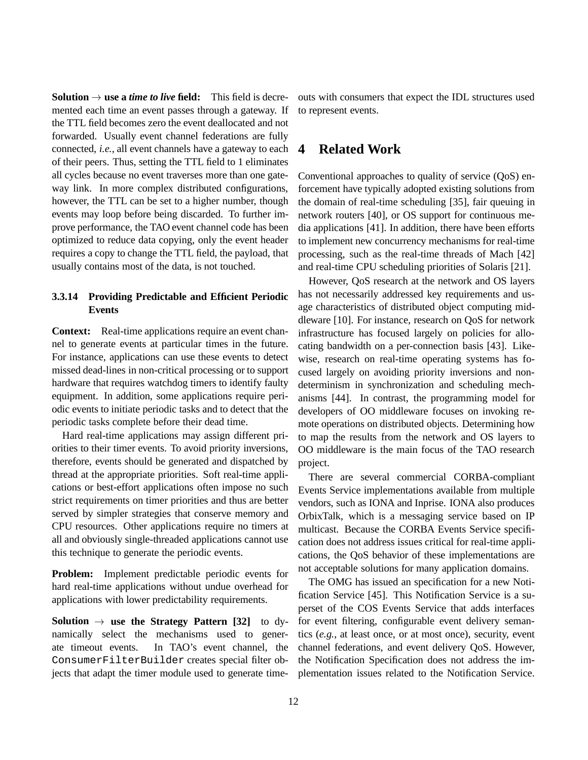**Solution → use a *time to live* field:** This field is decremented each time an event passes through a gateway. If the TTL field becomes zero the event deallocated and not forwarded. Usually event channel federations are fully connected, *i.e.*, all event channels have a gateway to each of their peers. Thus, setting the TTL field to 1 eliminates all cycles because no event traverses more than one gateway link. In more complex distributed configurations, however, the TTL can be set to a higher number, though events may loop before being discarded. To further improve performance, the TAO event channel code has been optimized to reduce data copying, only the event header requires a copy to change the TTL field, the payload, that usually contains most of the data, is not touched.

#### 3.3.14 Providing Predictable and Efficient Periodic Events

**Context:** Real-time applications require an event channel to generate events at particular times in the future. For instance, applications can use these events to detect missed dead-lines in non-critical processing or to support hardware that requires watchdog timers to identify faulty equipment. In addition, some applications require periodic events to initiate periodic tasks and to detect that the periodic tasks complete before their dead time.

Hard real-time applications may assign different priorities to their timer events. To avoid priority inversions, therefore, events should be generated and dispatched by thread at the appropriate priorities. Soft real-time applications or best-effort applications often impose no such strict requirements on timer priorities and thus are better served by simpler strategies that conserve memory and CPU resources. Other applications require no timers at all and obviously single-threaded applications cannot use this technique to generate the periodic events.

**Problem:** Implement predictable periodic events for hard real-time applications without undue overhead for applications with lower predictability requirements.

**Solution → use the Strategy Pattern [32]** to dynamically select the mechanisms used to generate timeout events. In TAO's event channel, the `ConsumerFilterBuilder` creates special filter objects that adapt the timer module used to generate timeouts with consumers that expect the IDL structures used to represent events.

## 4 Related Work

Conventional approaches to quality of service (QoS) enforcement have typically adopted existing solutions from the domain of real-time scheduling [35], fair queuing in network routers [40], or OS support for continuous media applications [41]. In addition, there have been efforts to implement new concurrency mechanisms for real-time processing, such as the real-time threads of Mach [42] and real-time CPU scheduling priorities of Solaris [21].

However, QoS research at the network and OS layers has not necessarily addressed key requirements and usage characteristics of distributed object computing middleware [10]. For instance, research on QoS for network infrastructure has focused largely on policies for allocating bandwidth on a per-connection basis [43]. Likewise, research on real-time operating systems has focused largely on avoiding priority inversions and non-determinism in synchronization and scheduling mechanisms [44]. In contrast, the programming model for developers of OO middleware focuses on invoking remote operations on distributed objects. Determining how to map the results from the network and OS layers to OO middleware is the main focus of the TAO research project.

There are several commercial CORBA-compliant Events Service implementations available from multiple vendors, such as IONA and Inprise. IONA also produces OrbixTalk, which is a messaging service based on IP multicast. Because the CORBA Events Service specification does not address issues critical for real-time applications, the QoS behavior of these implementations are not acceptable solutions for many application domains.

The OMG has issued an specification for a new Notification Service [45]. This Notification Service is a superset of the COS Events Service that adds interfaces for event filtering, configurable event delivery semantics (*e.g.*, at least once, or at most once), security, event channel federations, and event delivery QoS. However, the Notification Specification does not address the implementation issues related to the Notification Service.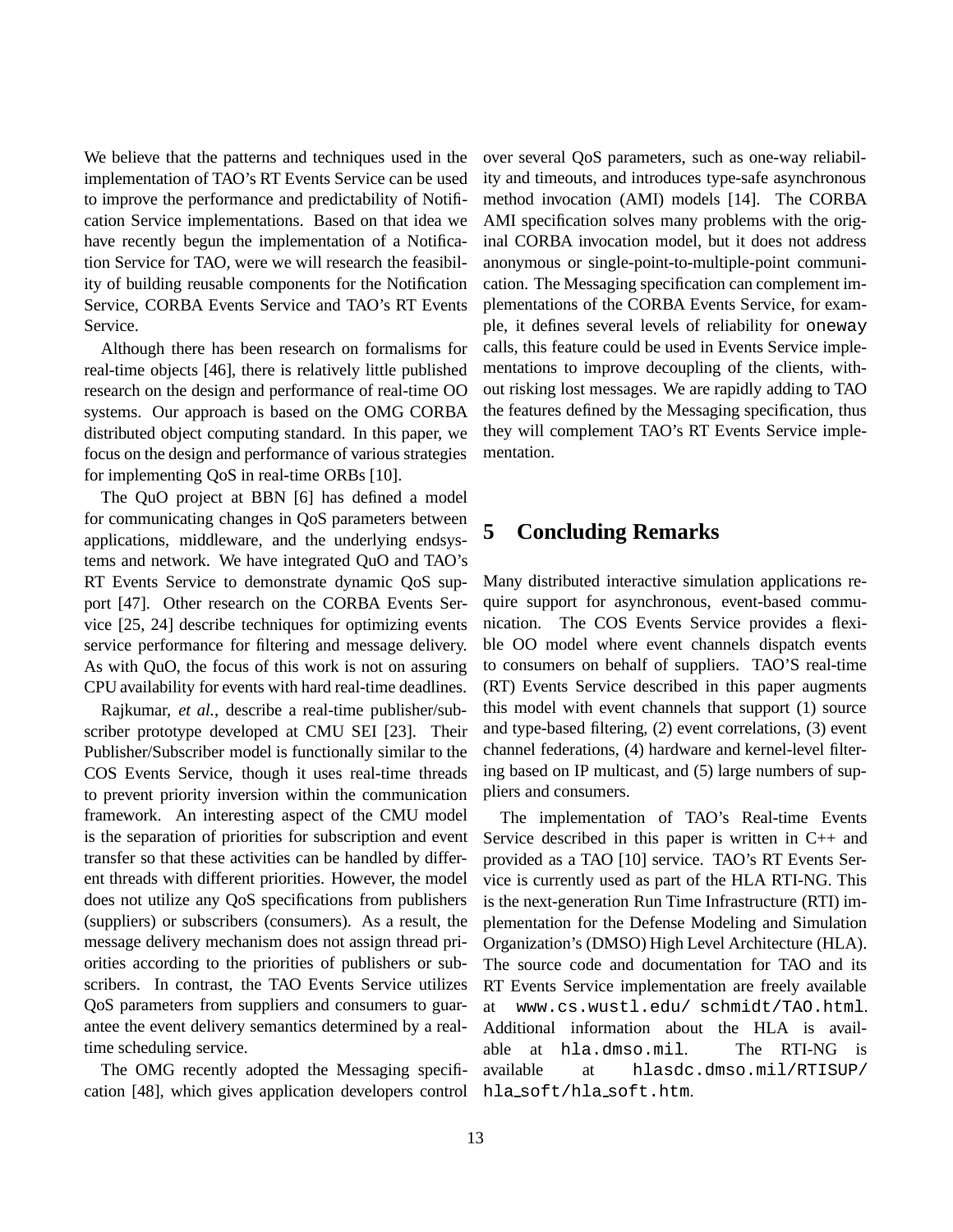We believe that the patterns and techniques used in the implementation of TAO's RT Events Service can be used to improve the performance and predictability of Notification Service implementations. Based on that idea we have recently begun the implementation of a Notification Service for TAO, were we will research the feasibility of building reusable components for the Notification Service, CORBA Events Service and TAO's RT Events Service.

Although there has been research on formalisms for real-time objects [46], there is relatively little published research on the design and performance of real-time OO systems. Our approach is based on the OMG CORBA distributed object computing standard. In this paper, we focus on the design and performance of various strategies for implementing QoS in real-time ORBs [10].

The QuO project at BBN [6] has defined a model for communicating changes in QoS parameters between applications, middleware, and the underlying endsystems and network. We have integrated QuO and TAO's RT Events Service to demonstrate dynamic QoS support [47]. Other research on the CORBA Events Service [25, 24] describe techniques for optimizing events service performance for filtering and message delivery. As with QuO, the focus of this work is not on assuring CPU availability for events with hard real-time deadlines.

Rajkumar, *et al.*, describe a real-time publisher/subscriber prototype developed at CMU SEI [23]. Their Publisher/Subscriber model is functionally similar to the COS Events Service, though it uses real-time threads to prevent priority inversion within the communication framework. An interesting aspect of the CMU model is the separation of priorities for subscription and event transfer so that these activities can be handled by different threads with different priorities. However, the model does not utilize any QoS specifications from publishers (suppliers) or subscribers (consumers). As a result, the message delivery mechanism does not assign thread priorities according to the priorities of publishers or subscribers. In contrast, the TAO Events Service utilizes QoS parameters from suppliers and consumers to guarantee the event delivery semantics determined by a real-time scheduling service.

The OMG recently adopted the Messaging specification [48], which gives application developers control over several QoS parameters, such as one-way reliability and timeouts, and introduces type-safe asynchronous method invocation (AMI) models [14]. The CORBA AMI specification solves many problems with the original CORBA invocation model, but it does not address anonymous or single-point-to-multiple-point communication. The Messaging specification can complement implementations of the CORBA Events Service, for example, it defines several levels of reliability for `oneway` calls, this feature could be used in Events Service implementations to improve decoupling of the clients, without risking lost messages. We are rapidly adding to TAO the features defined by the Messaging specification, thus they will complement TAO's RT Events Service implementation.

# 5 Concluding Remarks

Many distributed interactive simulation applications require support for asynchronous, event-based communication. The COS Events Service provides a flexible OO model where event channels dispatch events to consumers on behalf of suppliers. TAO'S real-time (RT) Events Service described in this paper augments this model with event channels that support (1) source and type-based filtering, (2) event correlations, (3) event channel federations, (4) hardware and kernel-level filtering based on IP multicast, and (5) large numbers of suppliers and consumers.

The implementation of TAO's Real-time Events Service described in this paper is written in C++ and provided as a TAO [10] service. TAO's RT Events Service is currently used as part of the HLA RTI-NG. This is the next-generation Run Time Infrastructure (RTI) implementation for the Defense Modeling and Simulation Organization's (DMSO) High Level Architecture (HLA). The source code and documentation for TAO and its RT Events Service implementation are freely available at `www.cs.wustl.edu/ schmidt/TAO.html`. Additional information about the HLA is available at `hla.dmso.mil`. The RTI-NG is available at `hlasdc.dmso.mil/RTISUP/hla_soft/hla_soft.htm`.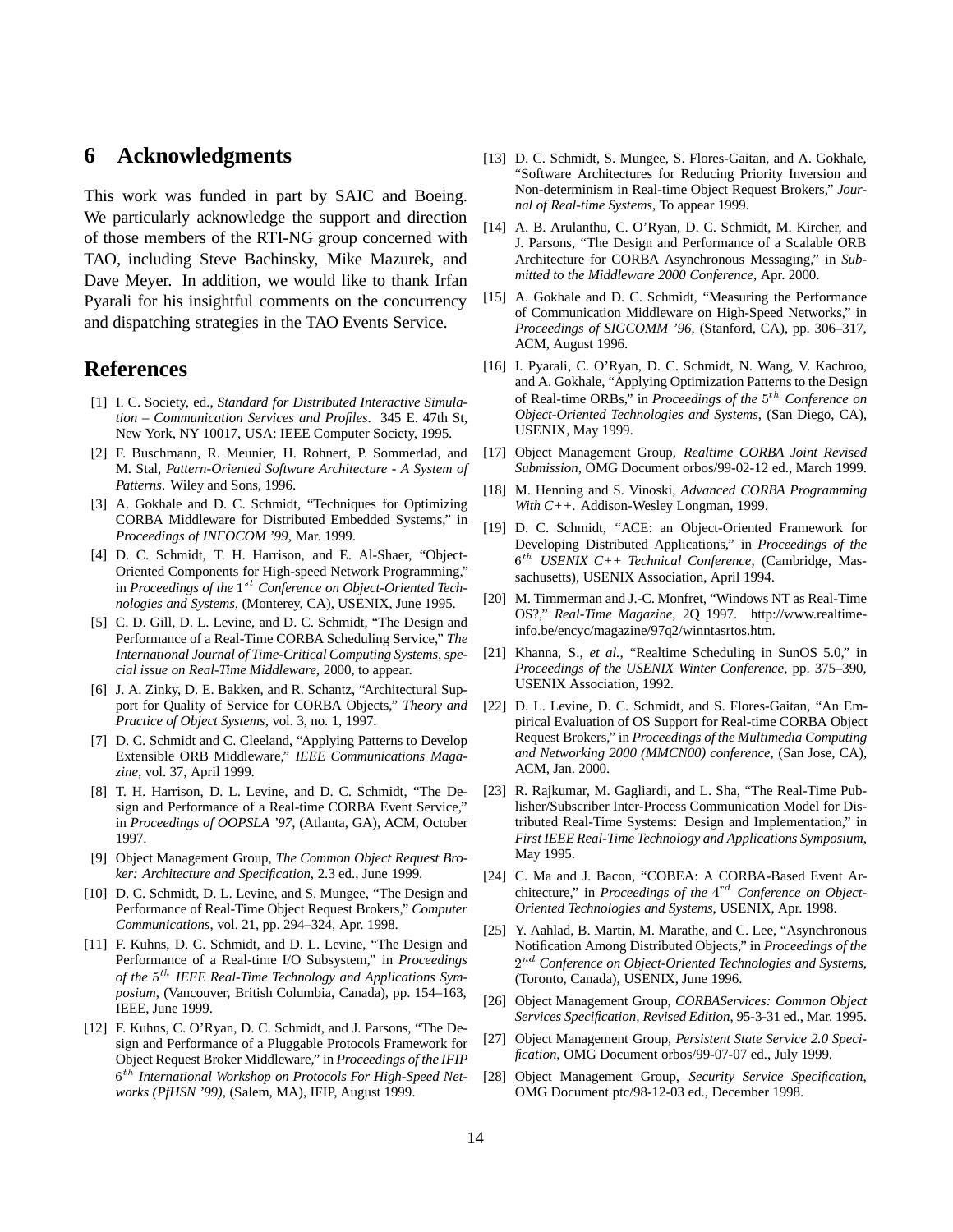## 6 Acknowledgments

This work was funded in part by SAIC and Boeing. We particularly acknowledge the support and direction of those members of the RTI-NG group concerned with TAO, including Steve Bachinsky, Mike Mazurek, and Dave Meyer. In addition, we would like to thank Irfan Pyarali for his insightful comments on the concurrency and dispatching strategies in the TAO Events Service.

## References

[1] I. C. Society, ed., *Standard for Distributed Interactive Simulation – Communication Services and Profiles*. 345 E. 47th St, New York, NY 10017, USA: IEEE Computer Society, 1995.

[2] F. Buschmann, R. Meunier, H. Rohnert, P. Sommerlad, and M. Stal, *Pattern-Oriented Software Architecture - A System of Patterns*. Wiley and Sons, 1996.

[3] A. Gokhale and D. C. Schmidt, "Techniques for Optimizing CORBA Middleware for Distributed Embedded Systems," in *Proceedings of INFOCOM '99*, Mar. 1999.

[4] D. C. Schmidt, T. H. Harrison, and E. Al-Shaer, "Object-Oriented Components for High-speed Network Programming," in *Proceedings of the* $1^{st}$ *Conference on Object-Oriented Technologies and Systems*, (Monterey, CA), USENIX, June 1995.

[5] C. D. Gill, D. L. Levine, and D. C. Schmidt, "The Design and Performance of a Real-Time CORBA Scheduling Service," *The International Journal of Time-Critical Computing Systems, special issue on Real-Time Middleware*, 2000, to appear.

[6] J. A. Zinky, D. E. Bakken, and R. Schantz, "Architectural Support for Quality of Service for CORBA Objects," *Theory and Practice of Object Systems*, vol. 3, no. 1, 1997.

[7] D. C. Schmidt and C. Cleeland, "Applying Patterns to Develop Extensible ORB Middleware," *IEEE Communications Magazine*, vol. 37, April 1999.

[8] T. H. Harrison, D. L. Levine, and D. C. Schmidt, "The Design and Performance of a Real-time CORBA Event Service," in *Proceedings of OOPSLA '97*, (Atlanta, GA), ACM, October 1997.

[9] Object Management Group, *The Common Object Request Broker: Architecture and Specification*, 2.3 ed., June 1999.

[10] D. C. Schmidt, D. L. Levine, and S. Mungee, "The Design and Performance of Real-Time Object Request Brokers," *Computer Communications*, vol. 21, pp. 294–324, Apr. 1998.

[11] F. Kuhns, D. C. Schmidt, and D. L. Levine, "The Design and Performance of a Real-time I/O Subsystem," in *Proceedings of the* $5^{th}$ *IEEE Real-Time Technology and Applications Symposium*, (Vancouver, British Columbia, Canada), pp. 154–163, IEEE, June 1999.

[12] F. Kuhns, C. O'Ryan, D. C. Schmidt, and J. Parsons, "The Design and Performance of a Pluggable Protocols Framework for Object Request Broker Middleware," in *Proceedings of the IFIP* $6^{th}$ *International Workshop on Protocols For High-Speed Networks (PfHSN '99)*, (Salem, MA), IFIP, August 1999.

[13] D. C. Schmidt, S. Mungee, S. Flores-Gaitan, and A. Gokhale, "Software Architectures for Reducing Priority Inversion and Non-determinism in Real-time Object Request Brokers," *Journal of Real-time Systems*, To appear 1999.

[14] A. B. Arulanthu, C. O'Ryan, D. C. Schmidt, M. Kircher, and J. Parsons, "The Design and Performance of a Scalable ORB Architecture for CORBA Asynchronous Messaging," in *Submitted to the Middleware 2000 Conference*, Apr. 2000.

[15] A. Gokhale and D. C. Schmidt, "Measuring the Performance of Communication Middleware on High-Speed Networks," in *Proceedings of SIGCOMM '96*, (Stanford, CA), pp. 306–317, ACM, August 1996.

[16] I. Pyarali, C. O'Ryan, D. C. Schmidt, N. Wang, V. Kachroo, and A. Gokhale, "Applying Optimization Patterns to the Design of Real-time ORBs," in *Proceedings of the* $5^{th}$ *Conference on Object-Oriented Technologies and Systems*, (San Diego, CA), USENIX, May 1999.

[17] Object Management Group, *Realtime CORBA Joint Revised Submission*, OMG Document orbos/99-02-12 ed., March 1999.

[18] M. Henning and S. Vinoski, *Advanced CORBA Programming With C++*. Addison-Wesley Longman, 1999.

[19] D. C. Schmidt, "ACE: an Object-Oriented Framework for Developing Distributed Applications," in *Proceedings of the* $6^{th}$ *USENIX C++ Technical Conference*, (Cambridge, Massachusetts), USENIX Association, April 1994.

[20] M. Timmerman and J.-C. Monfret, "Windows NT as Real-Time OS?," *Real-Time Magazine*, 2Q 1997. http://www.realtime-info.be/encyc/magazine/97q2/winntasrtos.htm.

[21] Khanna, S., *et al.*, "Realtime Scheduling in SunOS 5.0," in *Proceedings of the USENIX Winter Conference*, pp. 375–390, USENIX Association, 1992.

[22] D. L. Levine, D. C. Schmidt, and S. Flores-Gaitan, "An Empirical Evaluation of OS Support for Real-time CORBA Object Request Brokers," in *Proceedings of the Multimedia Computing and Networking 2000 (MMCN00) conference*, (San Jose, CA), ACM, Jan. 2000.

[23] R. Rajkumar, M. Gagliardi, and L. Sha, "The Real-Time Publisher/Subscriber Inter-Process Communication Model for Distributed Real-Time Systems: Design and Implementation," in *First IEEE Real-Time Technology and Applications Symposium*, May 1995.

[24] C. Ma and J. Bacon, "COBEA: A CORBA-Based Event Architecture," in *Proceedings of the* $4^{rd}$ *Conference on Object-Oriented Technologies and Systems*, USENIX, Apr. 1998.

[25] Y. Aahlad, B. Martin, M. Marathe, and C. Lee, "Asynchronous Notification Among Distributed Objects," in *Proceedings of the* $2^{nd}$ *Conference on Object-Oriented Technologies and Systems*, (Toronto, Canada), USENIX, June 1996.

[26] Object Management Group, *CORBAServices: Common Object Services Specification, Revised Edition*, 95-3-31 ed., Mar. 1995.

[27] Object Management Group, *Persistent State Service 2.0 Specification*, OMG Document orbos/99-07-07 ed., July 1999.

[28] Object Management Group, *Security Service Specification*, OMG Document ptc/98-12-03 ed., December 1998.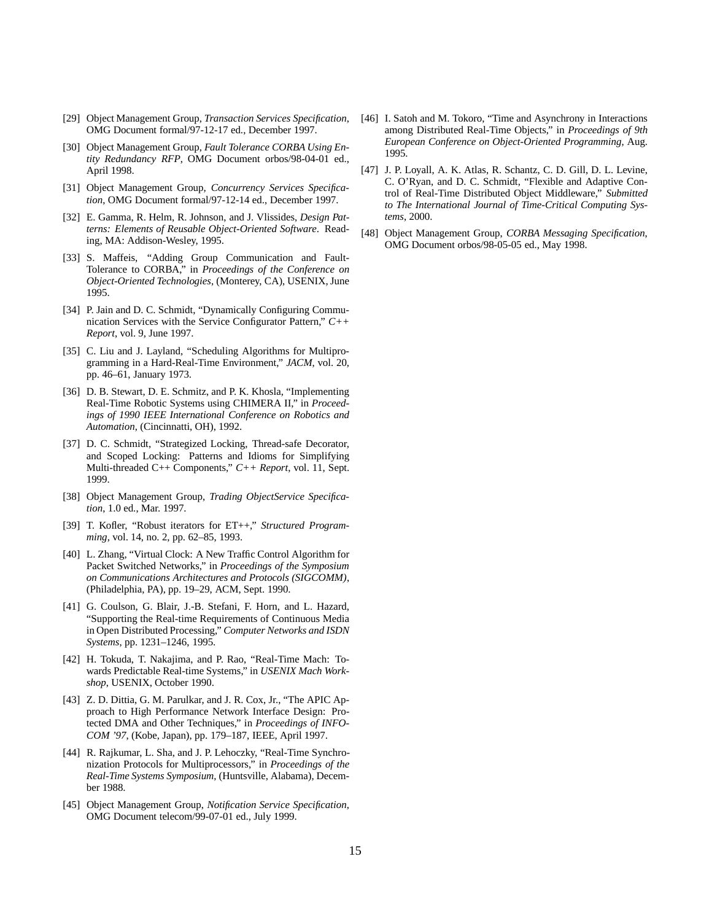[29] Object Management Group, *Transaction Services Specification*, OMG Document formal/97-12-17 ed., December 1997.

[30] Object Management Group, *Fault Tolerance CORBA Using Entity Redundancy RFP*, OMG Document orbos/98-04-01 ed., April 1998.

[31] Object Management Group, *Concurrency Services Specification*, OMG Document formal/97-12-14 ed., December 1997.

[32] E. Gamma, R. Helm, R. Johnson, and J. Vlissides, *Design Patterns: Elements of Reusable Object-Oriented Software*. Reading, MA: Addison-Wesley, 1995.

[33] S. Maffeis, "Adding Group Communication and Fault-Tolerance to CORBA," in *Proceedings of the Conference on Object-Oriented Technologies*, (Monterey, CA), USENIX, June 1995.

[34] P. Jain and D. C. Schmidt, "Dynamically Configuring Communication Services with the Service Configurator Pattern," *C++ Report*, vol. 9, June 1997.

[35] C. Liu and J. Layland, "Scheduling Algorithms for Multiprogramming in a Hard-Real-Time Environment," *JACM*, vol. 20, pp. 46–61, January 1973.

[36] D. B. Stewart, D. E. Schmitz, and P. K. Khosla, "Implementing Real-Time Robotic Systems using CHIMERA II," in *Proceedings of 1990 IEEE International Conference on Robotics and Automation*, (Cincinnatti, OH), 1992.

[37] D. C. Schmidt, "Strategized Locking, Thread-safe Decorator, and Scoped Locking: Patterns and Idioms for Simplifying Multi-threaded C++ Components," *C++ Report*, vol. 11, Sept. 1999.

[38] Object Management Group, *Trading ObjectService Specification*, 1.0 ed., Mar. 1997.

[39] T. Kofler, "Robust iterators for ET++," *Structured Programming*, vol. 14, no. 2, pp. 62–85, 1993.

[40] L. Zhang, "Virtual Clock: A New Traffic Control Algorithm for Packet Switched Networks," in *Proceedings of the Symposium on Communications Architectures and Protocols (SIGCOMM)*, (Philadelphia, PA), pp. 19–29, ACM, Sept. 1990.

[41] G. Coulson, G. Blair, J.-B. Stefani, F. Horn, and L. Hazard, "Supporting the Real-time Requirements of Continuous Media in Open Distributed Processing," *Computer Networks and ISDN Systems*, pp. 1231–1246, 1995.

[42] H. Tokuda, T. Nakajima, and P. Rao, "Real-Time Mach: Towards Predictable Real-time Systems," in *USENIX Mach Workshop*, USENIX, October 1990.

[43] Z. D. Dittia, G. M. Parulkar, and J. R. Cox, Jr., "The APIC Approach to High Performance Network Interface Design: Protected DMA and Other Techniques," in *Proceedings of INFOCOM '97*, (Kobe, Japan), pp. 179–187, IEEE, April 1997.

[44] R. Rajkumar, L. Sha, and J. P. Lehoczky, "Real-Time Synchronization Protocols for Multiprocessors," in *Proceedings of the Real-Time Systems Symposium*, (Huntsville, Alabama), December 1988.

[45] Object Management Group, *Notification Service Specification*, OMG Document telecom/99-07-01 ed., July 1999.

[46] I. Satoh and M. Tokoro, "Time and Asynchrony in Interactions among Distributed Real-Time Objects," in *Proceedings of 9th European Conference on Object-Oriented Programming*, Aug. 1995.

[47] J. P. Loyall, A. K. Atlas, R. Schantz, C. D. Gill, D. L. Levine, C. O'Ryan, and D. C. Schmidt, "Flexible and Adaptive Control of Real-Time Distributed Object Middleware," *Submitted to The International Journal of Time-Critical Computing Systems*, 2000.

[48] Object Management Group, *CORBA Messaging Specification*, OMG Document orbos/98-05-05 ed., May 1998.